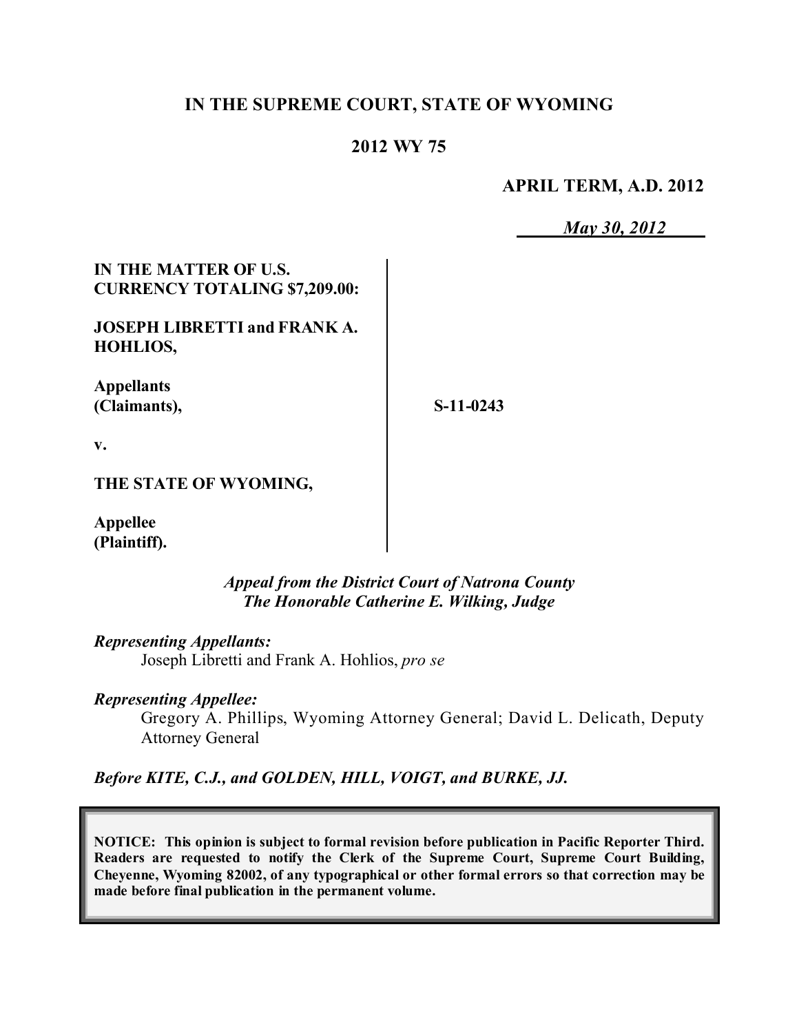# IN THE SUPREME COURT, STATE OF WYOMING

## 2012 WY 75

**APRIL TERM, A.D. 2012**

*May 30, 2012*

| | |
|---|---|
| **IN THE MATTER OF U.S. CURRENCY TOTALING $7,209.00:**<br><br>**JOSEPH LIBRETTI and FRANK A. HOHLIOS,**<br><br>**Appellants (Claimants),**<br><br>**v.**<br><br>**THE STATE OF WYOMING,**<br><br>**Appellee (Plaintiff).** | **S-11-0243** |

***Appeal from the District Court of Natrona County***
***The Honorable Catherine E. Wilking, Judge***

***Representing Appellants:***
Joseph Libretti and Frank A. Hohlios, *pro se*

***Representing Appellee:***
Gregory A. Phillips, Wyoming Attorney General; David L. Delicath, Deputy Attorney General

***Before KITE, C.J., and GOLDEN, HILL, VOIGT, and BURKE, JJ.***

**NOTICE: This opinion is subject to formal revision before publication in Pacific Reporter Third. Readers are requested to notify the Clerk of the Supreme Court, Supreme Court Building, Cheyenne, Wyoming 82002, of any typographical or other formal errors so that correction may be made before final publication in the permanent volume.**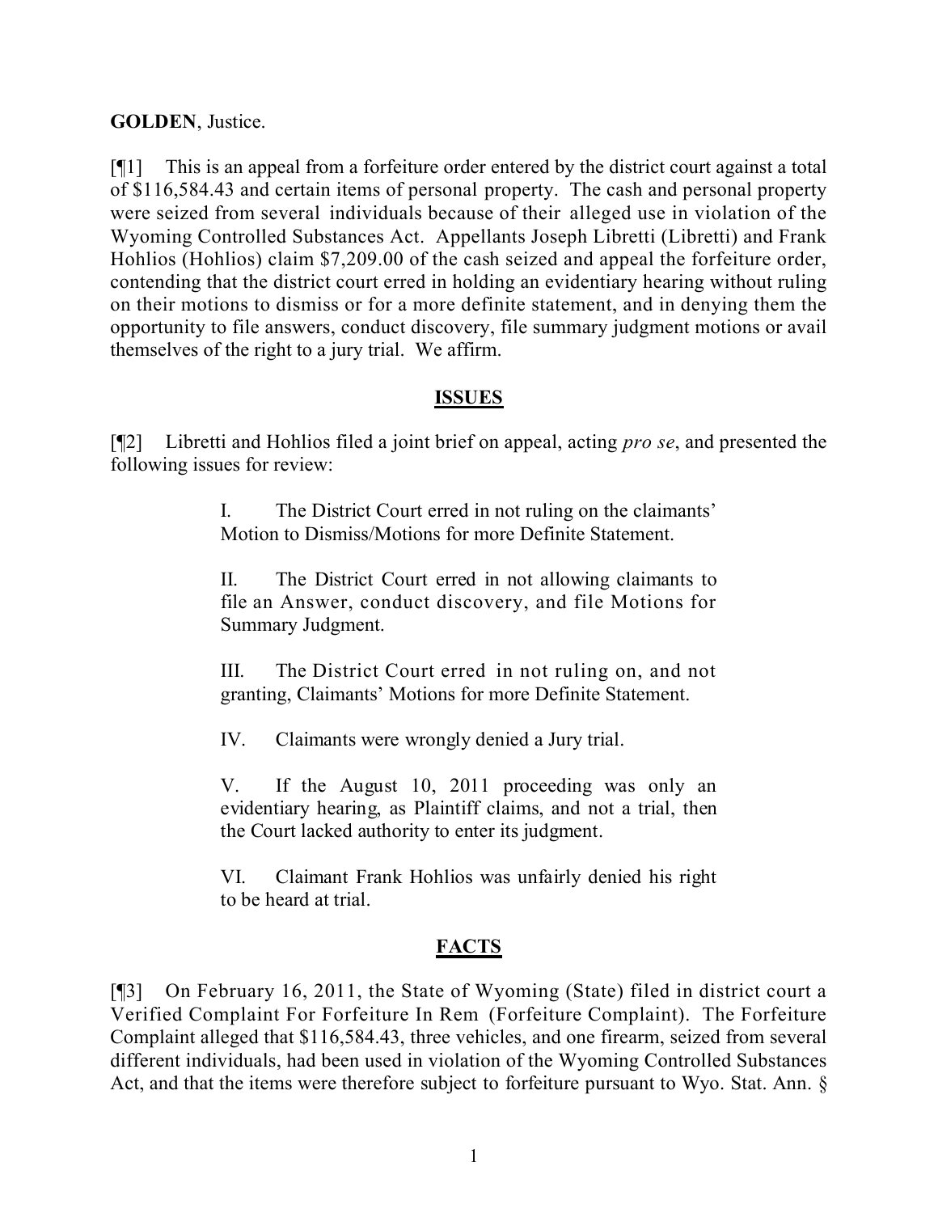**GOLDEN**, Justice.

[¶1] This is an appeal from a forfeiture order entered by the district court against a total of $116,584.43 and certain items of personal property. The cash and personal property were seized from several individuals because of their alleged use in violation of the Wyoming Controlled Substances Act. Appellants Joseph Libretti (Libretti) and Frank Hohlios (Hohlios) claim $7,209.00 of the cash seized and appeal the forfeiture order, contending that the district court erred in holding an evidentiary hearing without ruling on their motions to dismiss or for a more definite statement, and in denying them the opportunity to file answers, conduct discovery, file summary judgment motions or avail themselves of the right to a jury trial. We affirm.

## ISSUES

[¶2] Libretti and Hohlios filed a joint brief on appeal, acting *pro se*, and presented the following issues for review:

> I. The District Court erred in not ruling on the claimants' Motion to Dismiss/Motions for more Definite Statement.
>
> II. The District Court erred in not allowing claimants to file an Answer, conduct discovery, and file Motions for Summary Judgment.
>
> III. The District Court erred in not ruling on, and not granting, Claimants' Motions for more Definite Statement.
>
> IV. Claimants were wrongly denied a Jury trial.
>
> V. If the August 10, 2011 proceeding was only an evidentiary hearing, as Plaintiff claims, and not a trial, then the Court lacked authority to enter its judgment.
>
> VI. Claimant Frank Hohlios was unfairly denied his right to be heard at trial.

## FACTS

[¶3] On February 16, 2011, the State of Wyoming (State) filed in district court a Verified Complaint For Forfeiture In Rem (Forfeiture Complaint). The Forfeiture Complaint alleged that $116,584.43, three vehicles, and one firearm, seized from several different individuals, had been used in violation of the Wyoming Controlled Substances Act, and that the items were therefore subject to forfeiture pursuant to Wyo. Stat. Ann. §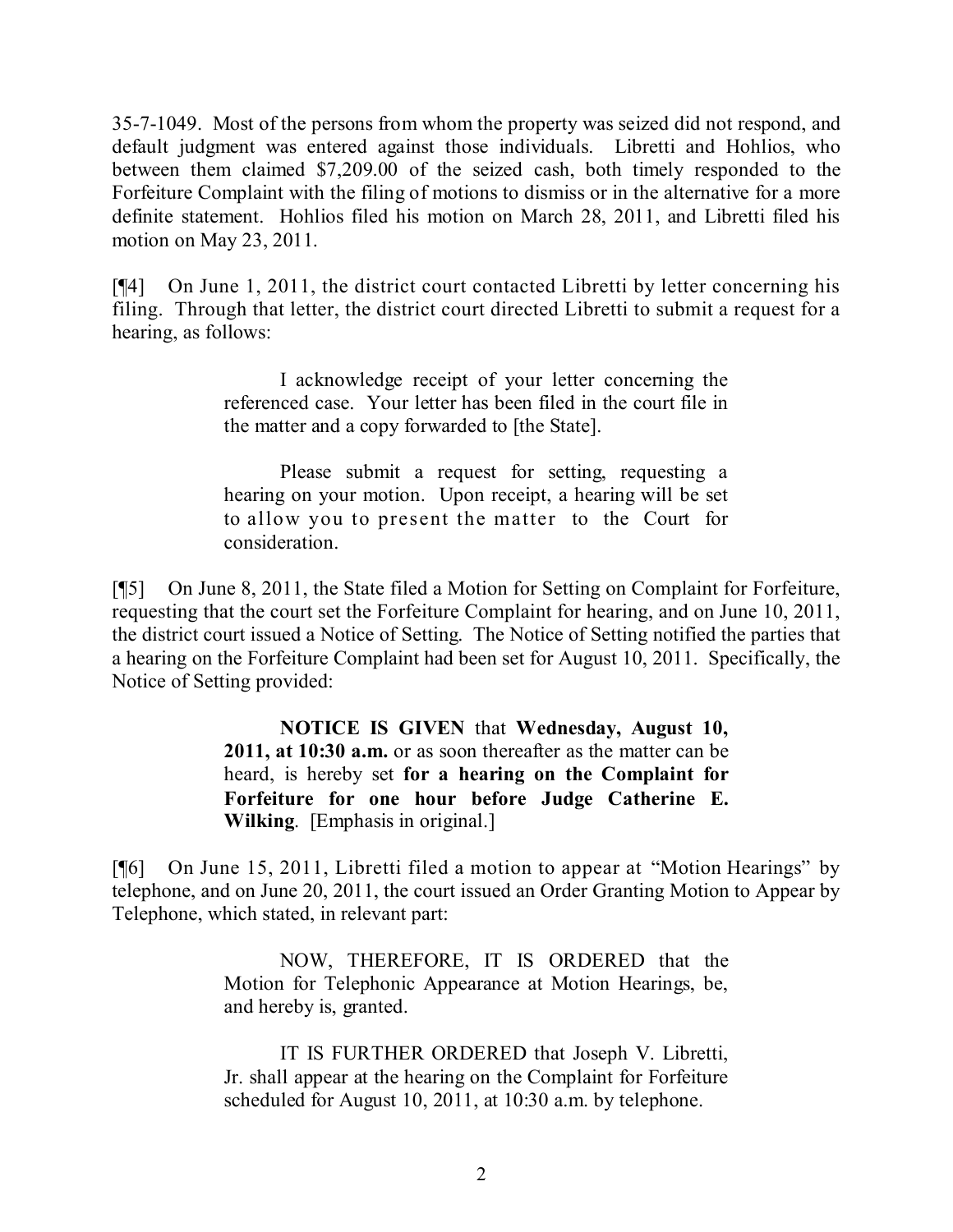35-7-1049. Most of the persons from whom the property was seized did not respond, and default judgment was entered against those individuals. Libretti and Hohlios, who between them claimed $7,209.00 of the seized cash, both timely responded to the Forfeiture Complaint with the filing of motions to dismiss or in the alternative for a more definite statement. Hohlios filed his motion on March 28, 2011, and Libretti filed his motion on May 23, 2011.

[¶4] On June 1, 2011, the district court contacted Libretti by letter concerning his filing. Through that letter, the district court directed Libretti to submit a request for a hearing, as follows:

> I acknowledge receipt of your letter concerning the referenced case. Your letter has been filed in the court file in the matter and a copy forwarded to [the State].
>
> Please submit a request for setting, requesting a hearing on your motion. Upon receipt, a hearing will be set to allow you to present the matter to the Court for consideration.

[¶5] On June 8, 2011, the State filed a Motion for Setting on Complaint for Forfeiture, requesting that the court set the Forfeiture Complaint for hearing, and on June 10, 2011, the district court issued a Notice of Setting. The Notice of Setting notified the parties that a hearing on the Forfeiture Complaint had been set for August 10, 2011. Specifically, the Notice of Setting provided:

> **NOTICE IS GIVEN** that **Wednesday, August 10, 2011, at 10:30 a.m.** or as soon thereafter as the matter can be heard, is hereby set **for a hearing on the Complaint for Forfeiture for one hour before Judge Catherine E. Wilking**. [Emphasis in original.]

[¶6] On June 15, 2011, Libretti filed a motion to appear at "Motion Hearings" by telephone, and on June 20, 2011, the court issued an Order Granting Motion to Appear by Telephone, which stated, in relevant part:

> NOW, THEREFORE, IT IS ORDERED that the Motion for Telephonic Appearance at Motion Hearings, be, and hereby is, granted.
>
> IT IS FURTHER ORDERED that Joseph V. Libretti, Jr. shall appear at the hearing on the Complaint for Forfeiture scheduled for August 10, 2011, at 10:30 a.m. by telephone.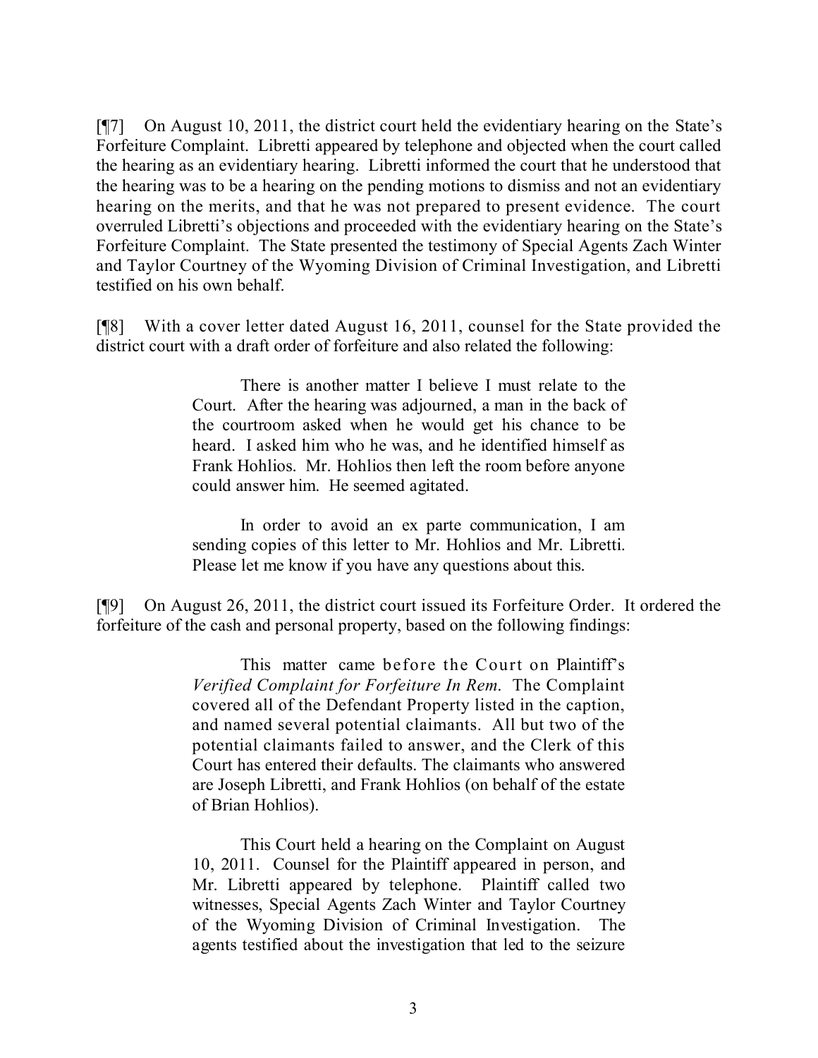[¶7] On August 10, 2011, the district court held the evidentiary hearing on the State's Forfeiture Complaint. Libretti appeared by telephone and objected when the court called the hearing as an evidentiary hearing. Libretti informed the court that he understood that the hearing was to be a hearing on the pending motions to dismiss and not an evidentiary hearing on the merits, and that he was not prepared to present evidence. The court overruled Libretti's objections and proceeded with the evidentiary hearing on the State's Forfeiture Complaint. The State presented the testimony of Special Agents Zach Winter and Taylor Courtney of the Wyoming Division of Criminal Investigation, and Libretti testified on his own behalf.

[¶8] With a cover letter dated August 16, 2011, counsel for the State provided the district court with a draft order of forfeiture and also related the following:

> There is another matter I believe I must relate to the Court. After the hearing was adjourned, a man in the back of the courtroom asked when he would get his chance to be heard. I asked him who he was, and he identified himself as Frank Hohlios. Mr. Hohlios then left the room before anyone could answer him. He seemed agitated.
>
> In order to avoid an ex parte communication, I am sending copies of this letter to Mr. Hohlios and Mr. Libretti. Please let me know if you have any questions about this.

[¶9] On August 26, 2011, the district court issued its Forfeiture Order. It ordered the forfeiture of the cash and personal property, based on the following findings:

> This matter came before the Court on Plaintiff's *Verified Complaint for Forfeiture In Rem.* The Complaint covered all of the Defendant Property listed in the caption, and named several potential claimants. All but two of the potential claimants failed to answer, and the Clerk of this Court has entered their defaults. The claimants who answered are Joseph Libretti, and Frank Hohlios (on behalf of the estate of Brian Hohlios).
>
> This Court held a hearing on the Complaint on August 10, 2011. Counsel for the Plaintiff appeared in person, and Mr. Libretti appeared by telephone. Plaintiff called two witnesses, Special Agents Zach Winter and Taylor Courtney of the Wyoming Division of Criminal Investigation. The agents testified about the investigation that led to the seizure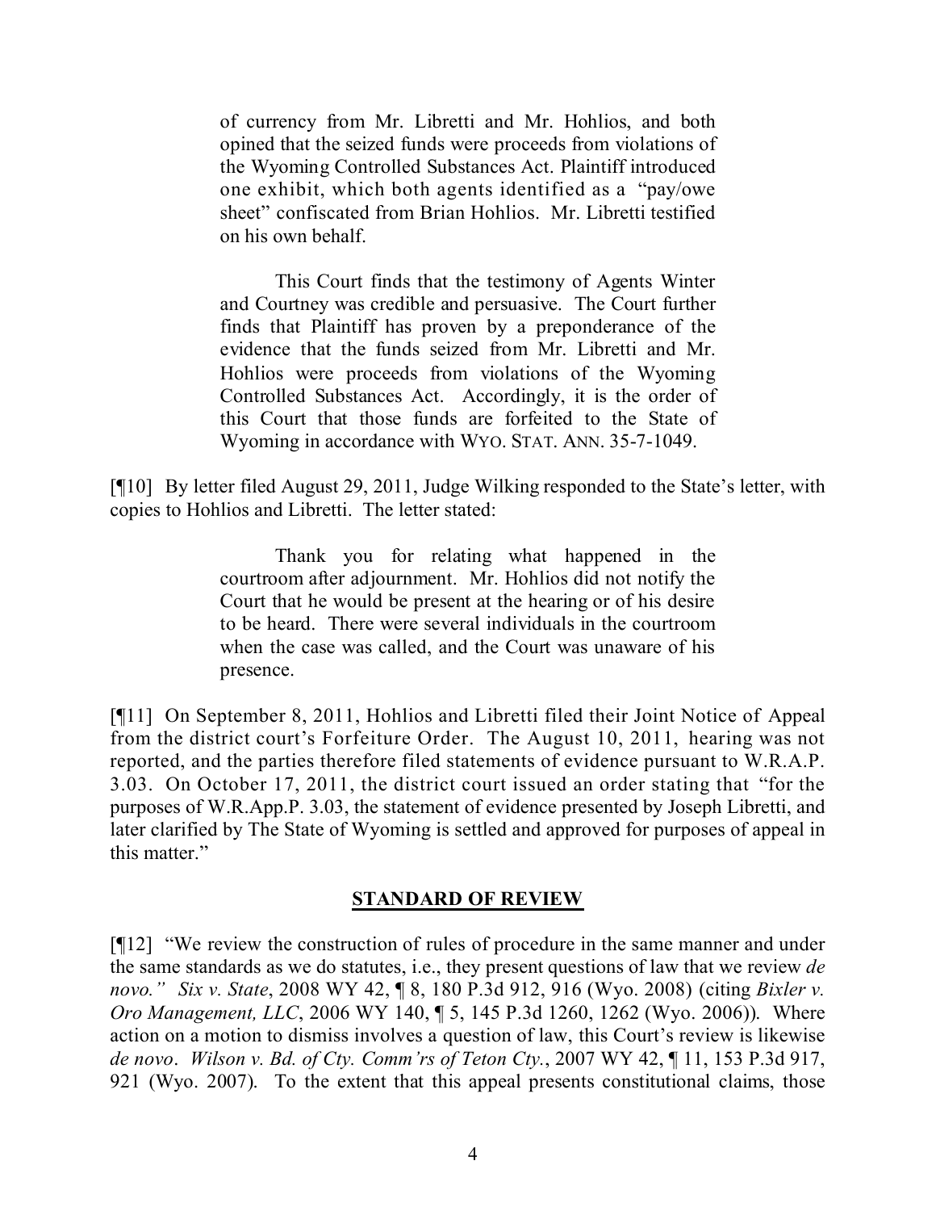> of currency from Mr. Libretti and Mr. Hohlios, and both opined that the seized funds were proceeds from violations of the Wyoming Controlled Substances Act. Plaintiff introduced one exhibit, which both agents identified as a "pay/owe sheet" confiscated from Brian Hohlios. Mr. Libretti testified on his own behalf.
>
> This Court finds that the testimony of Agents Winter and Courtney was credible and persuasive. The Court further finds that Plaintiff has proven by a preponderance of the evidence that the funds seized from Mr. Libretti and Mr. Hohlios were proceeds from violations of the Wyoming Controlled Substances Act. Accordingly, it is the order of this Court that those funds are forfeited to the State of Wyoming in accordance with WYO. STAT. ANN. 35-7-1049.

[¶10] By letter filed August 29, 2011, Judge Wilking responded to the State's letter, with copies to Hohlios and Libretti. The letter stated:

> Thank you for relating what happened in the courtroom after adjournment. Mr. Hohlios did not notify the Court that he would be present at the hearing or of his desire to be heard. There were several individuals in the courtroom when the case was called, and the Court was unaware of his presence.

[¶11] On September 8, 2011, Hohlios and Libretti filed their Joint Notice of Appeal from the district court's Forfeiture Order. The August 10, 2011, hearing was not reported, and the parties therefore filed statements of evidence pursuant to W.R.A.P. 3.03. On October 17, 2011, the district court issued an order stating that "for the purposes of W.R.App.P. 3.03, the statement of evidence presented by Joseph Libretti, and later clarified by The State of Wyoming is settled and approved for purposes of appeal in this matter."

## STANDARD OF REVIEW

[¶12] "We review the construction of rules of procedure in the same manner and under the same standards as we do statutes, i.e., they present questions of law that we review *de novo*." *Six v. State*, 2008 WY 42, ¶ 8, 180 P.3d 912, 916 (Wyo. 2008) (citing *Bixler v. Oro Management, LLC*, 2006 WY 140, ¶ 5, 145 P.3d 1260, 1262 (Wyo. 2006)). Where action on a motion to dismiss involves a question of law, this Court's review is likewise *de novo*. *Wilson v. Bd. of Cty. Comm'rs of Teton Cty.*, 2007 WY 42, ¶ 11, 153 P.3d 917, 921 (Wyo. 2007). To the extent that this appeal presents constitutional claims, those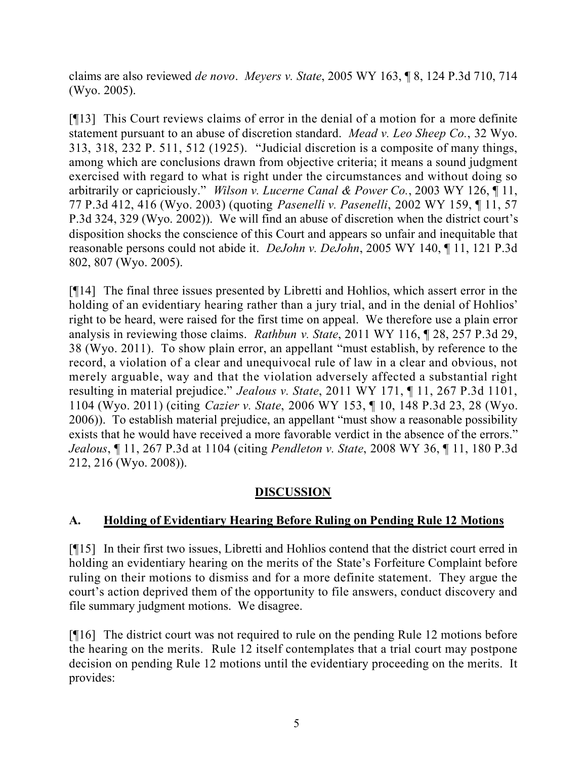claims are also reviewed *de novo*. *Meyers v. State*, 2005 WY 163, ¶ 8, 124 P.3d 710, 714 (Wyo. 2005).

[¶13] This Court reviews claims of error in the denial of a motion for a more definite statement pursuant to an abuse of discretion standard. *Mead v. Leo Sheep Co.*, 32 Wyo. 313, 318, 232 P. 511, 512 (1925). "Judicial discretion is a composite of many things, among which are conclusions drawn from objective criteria; it means a sound judgment exercised with regard to what is right under the circumstances and without doing so arbitrarily or capriciously." *Wilson v. Lucerne Canal & Power Co.*, 2003 WY 126, ¶ 11, 77 P.3d 412, 416 (Wyo. 2003) (quoting *Pasenelli v. Pasenelli*, 2002 WY 159, ¶ 11, 57 P.3d 324, 329 (Wyo. 2002)). We will find an abuse of discretion when the district court's disposition shocks the conscience of this Court and appears so unfair and inequitable that reasonable persons could not abide it. *DeJohn v. DeJohn*, 2005 WY 140, ¶ 11, 121 P.3d 802, 807 (Wyo. 2005).

[¶14] The final three issues presented by Libretti and Hohlios, which assert error in the holding of an evidentiary hearing rather than a jury trial, and in the denial of Hohlios' right to be heard, were raised for the first time on appeal. We therefore use a plain error analysis in reviewing those claims. *Rathbun v. State*, 2011 WY 116, ¶ 28, 257 P.3d 29, 38 (Wyo. 2011). To show plain error, an appellant "must establish, by reference to the record, a violation of a clear and unequivocal rule of law in a clear and obvious, not merely arguable, way and that the violation adversely affected a substantial right resulting in material prejudice." *Jealous v. State*, 2011 WY 171, ¶ 11, 267 P.3d 1101, 1104 (Wyo. 2011) (citing *Cazier v. State*, 2006 WY 153, ¶ 10, 148 P.3d 23, 28 (Wyo. 2006)). To establish material prejudice, an appellant "must show a reasonable possibility exists that he would have received a more favorable verdict in the absence of the errors." *Jealous*, ¶ 11, 267 P.3d at 1104 (citing *Pendleton v. State*, 2008 WY 36, ¶ 11, 180 P.3d 212, 216 (Wyo. 2008)).

## DISCUSSION

### A. Holding of Evidentiary Hearing Before Ruling on Pending Rule 12 Motions

[¶15] In their first two issues, Libretti and Hohlios contend that the district court erred in holding an evidentiary hearing on the merits of the State's Forfeiture Complaint before ruling on their motions to dismiss and for a more definite statement. They argue the court's action deprived them of the opportunity to file answers, conduct discovery and file summary judgment motions. We disagree.

[¶16] The district court was not required to rule on the pending Rule 12 motions before the hearing on the merits. Rule 12 itself contemplates that a trial court may postpone decision on pending Rule 12 motions until the evidentiary proceeding on the merits. It provides: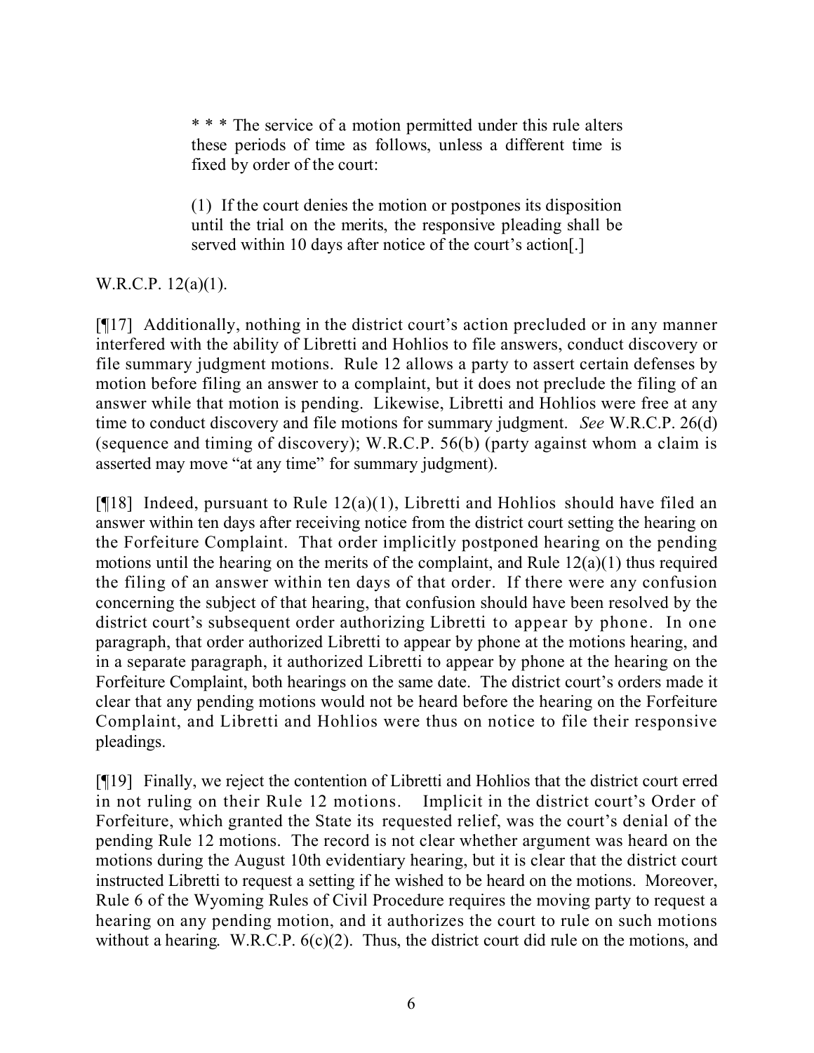> * * * The service of a motion permitted under this rule alters these periods of time as follows, unless a different time is fixed by order of the court:
>
> (1) If the court denies the motion or postpones its disposition until the trial on the merits, the responsive pleading shall be served within 10 days after notice of the court's action[.]

W.R.C.P. 12(a)(1).

[¶17] Additionally, nothing in the district court's action precluded or in any manner interfered with the ability of Libretti and Hohlios to file answers, conduct discovery or file summary judgment motions. Rule 12 allows a party to assert certain defenses by motion before filing an answer to a complaint, but it does not preclude the filing of an answer while that motion is pending. Likewise, Libretti and Hohlios were free at any time to conduct discovery and file motions for summary judgment. *See* W.R.C.P. 26(d) (sequence and timing of discovery); W.R.C.P. 56(b) (party against whom a claim is asserted may move "at any time" for summary judgment).

[¶18] Indeed, pursuant to Rule 12(a)(1), Libretti and Hohlios should have filed an answer within ten days after receiving notice from the district court setting the hearing on the Forfeiture Complaint. That order implicitly postponed hearing on the pending motions until the hearing on the merits of the complaint, and Rule 12(a)(1) thus required the filing of an answer within ten days of that order. If there were any confusion concerning the subject of that hearing, that confusion should have been resolved by the district court's subsequent order authorizing Libretti to appear by phone. In one paragraph, that order authorized Libretti to appear by phone at the motions hearing, and in a separate paragraph, it authorized Libretti to appear by phone at the hearing on the Forfeiture Complaint, both hearings on the same date. The district court's orders made it clear that any pending motions would not be heard before the hearing on the Forfeiture Complaint, and Libretti and Hohlios were thus on notice to file their responsive pleadings.

[¶19] Finally, we reject the contention of Libretti and Hohlios that the district court erred in not ruling on their Rule 12 motions. Implicit in the district court's Order of Forfeiture, which granted the State its requested relief, was the court's denial of the pending Rule 12 motions. The record is not clear whether argument was heard on the motions during the August 10th evidentiary hearing, but it is clear that the district court instructed Libretti to request a setting if he wished to be heard on the motions. Moreover, Rule 6 of the Wyoming Rules of Civil Procedure requires the moving party to request a hearing on any pending motion, and it authorizes the court to rule on such motions without a hearing. W.R.C.P. 6(c)(2). Thus, the district court did rule on the motions, and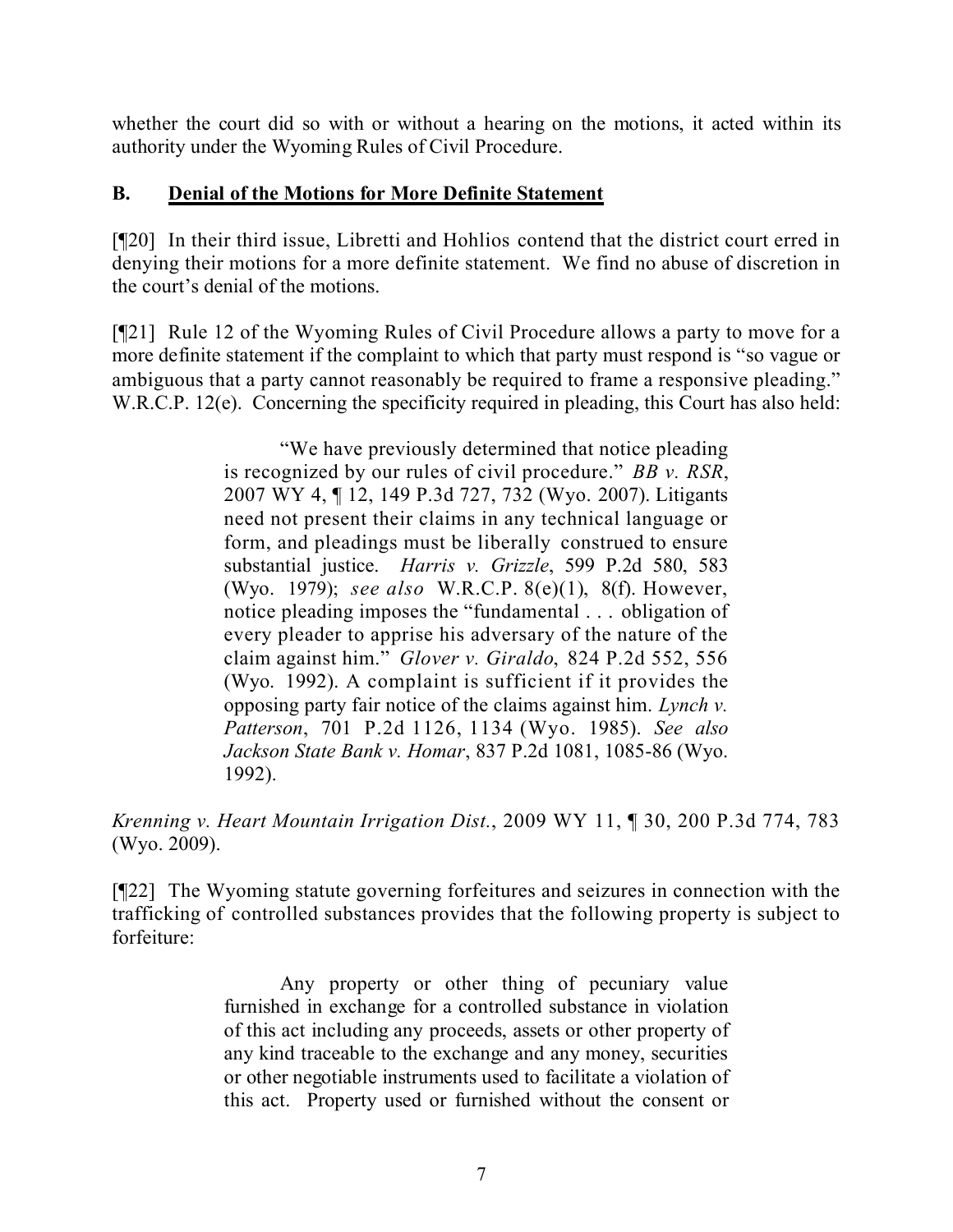whether the court did so with or without a hearing on the motions, it acted within its authority under the Wyoming Rules of Civil Procedure.

### B. **Denial of the Motions for More Definite Statement**

[¶20] In their third issue, Libretti and Hohlios contend that the district court erred in denying their motions for a more definite statement. We find no abuse of discretion in the court's denial of the motions.

[¶21] Rule 12 of the Wyoming Rules of Civil Procedure allows a party to move for a more definite statement if the complaint to which that party must respond is "so vague or ambiguous that a party cannot reasonably be required to frame a responsive pleading." W.R.C.P. 12(e). Concerning the specificity required in pleading, this Court has also held:

> "We have previously determined that notice pleading is recognized by our rules of civil procedure." *BB v. RSR*, 2007 WY 4, ¶ 12, 149 P.3d 727, 732 (Wyo. 2007). Litigants need not present their claims in any technical language or form, and pleadings must be liberally construed to ensure substantial justice. *Harris v. Grizzle*, 599 P.2d 580, 583 (Wyo. 1979); *see also* W.R.C.P. 8(e)(1), 8(f). However, notice pleading imposes the "fundamental . . . obligation of every pleader to apprise his adversary of the nature of the claim against him." *Glover v. Giraldo*, 824 P.2d 552, 556 (Wyo. 1992). A complaint is sufficient if it provides the opposing party fair notice of the claims against him. *Lynch v. Patterson*, 701 P.2d 1126, 1134 (Wyo. 1985). *See also Jackson State Bank v. Homar*, 837 P.2d 1081, 1085-86 (Wyo. 1992).

*Krenning v. Heart Mountain Irrigation Dist.*, 2009 WY 11, ¶ 30, 200 P.3d 774, 783 (Wyo. 2009).

[¶22] The Wyoming statute governing forfeitures and seizures in connection with the trafficking of controlled substances provides that the following property is subject to forfeiture:

> Any property or other thing of pecuniary value furnished in exchange for a controlled substance in violation of this act including any proceeds, assets or other property of any kind traceable to the exchange and any money, securities or other negotiable instruments used to facilitate a violation of this act. Property used or furnished without the consent or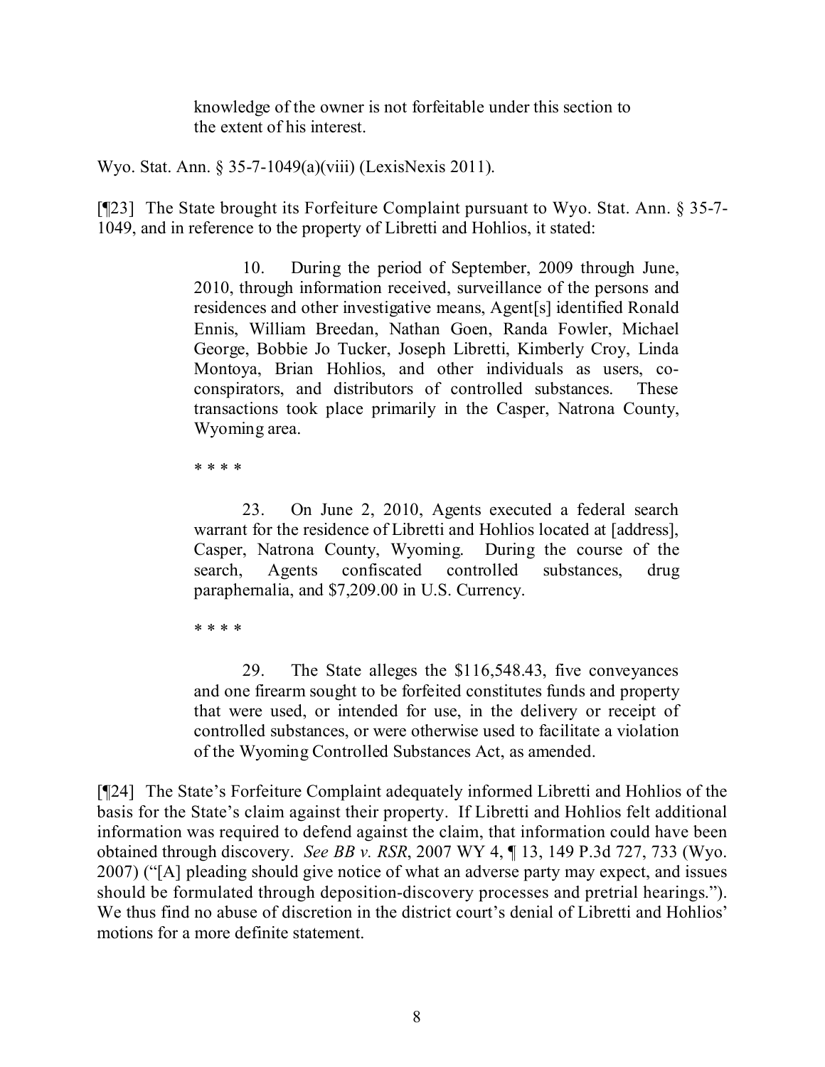> knowledge of the owner is not forfeitable under this section to the extent of his interest.

Wyo. Stat. Ann. § 35-7-1049(a)(viii) (LexisNexis 2011).

[¶23] The State brought its Forfeiture Complaint pursuant to Wyo. Stat. Ann. § 35-7-1049, and in reference to the property of Libretti and Hohlios, it stated:

> 10. During the period of September, 2009 through June, 2010, through information received, surveillance of the persons and residences and other investigative means, Agent[s] identified Ronald Ennis, William Breedan, Nathan Goen, Randa Fowler, Michael George, Bobbie Jo Tucker, Joseph Libretti, Kimberly Croy, Linda Montoya, Brian Hohlios, and other individuals as users, co-conspirators, and distributors of controlled substances. These transactions took place primarily in the Casper, Natrona County, Wyoming area.
>
> * * * *
>
> 23. On June 2, 2010, Agents executed a federal search warrant for the residence of Libretti and Hohlios located at [address], Casper, Natrona County, Wyoming. During the course of the search, Agents confiscated controlled substances, drug paraphernalia, and $7,209.00 in U.S. Currency.
>
> * * * *
>
> 29. The State alleges the $116,548.43, five conveyances and one firearm sought to be forfeited constitutes funds and property that were used, or intended for use, in the delivery or receipt of controlled substances, or were otherwise used to facilitate a violation of the Wyoming Controlled Substances Act, as amended.

[¶24] The State's Forfeiture Complaint adequately informed Libretti and Hohlios of the basis for the State's claim against their property. If Libretti and Hohlios felt additional information was required to defend against the claim, that information could have been obtained through discovery. *See BB v. RSR*, 2007 WY 4, ¶ 13, 149 P.3d 727, 733 (Wyo. 2007) ("[A] pleading should give notice of what an adverse party may expect, and issues should be formulated through deposition-discovery processes and pretrial hearings."). We thus find no abuse of discretion in the district court's denial of Libretti and Hohlios' motions for a more definite statement.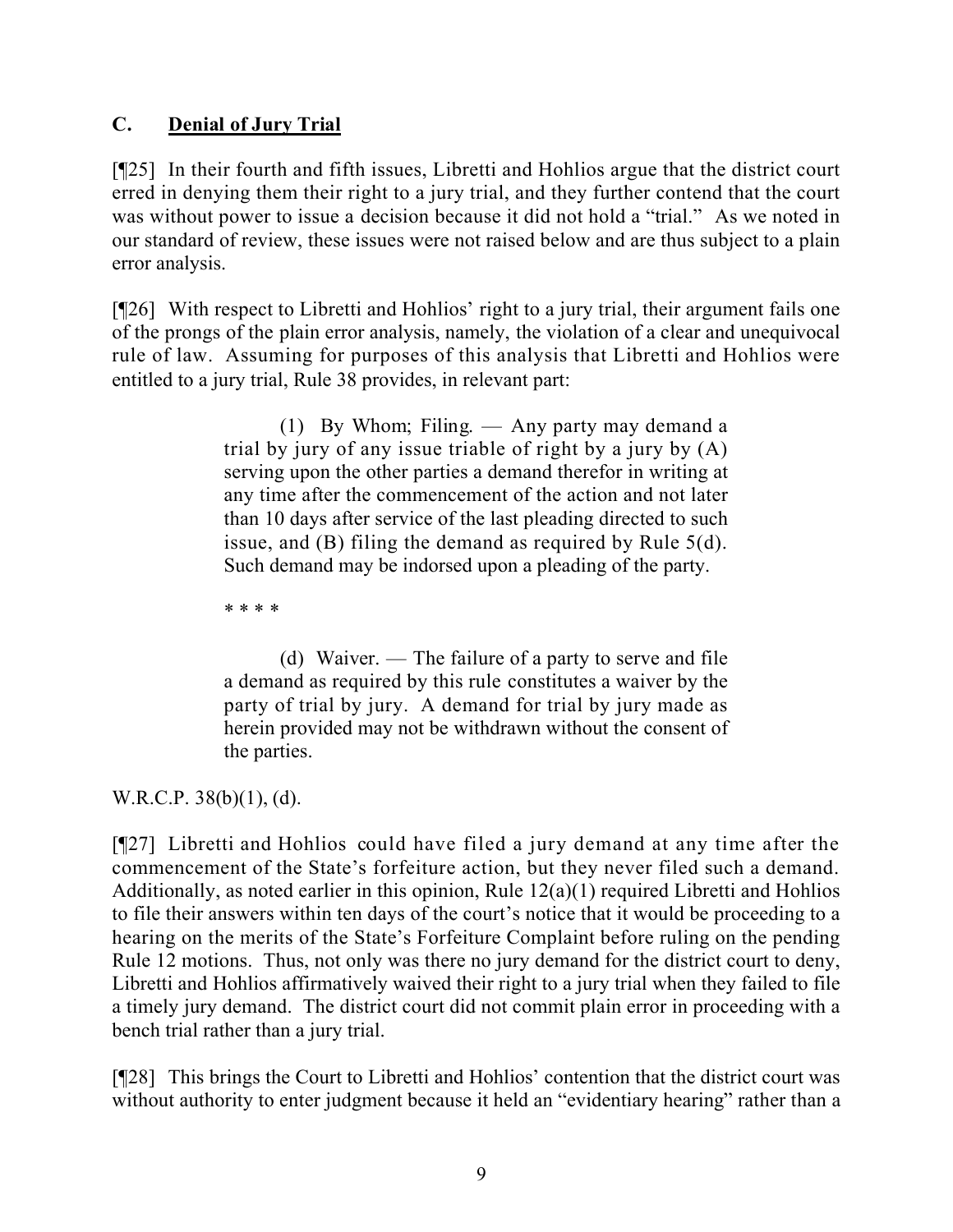### C. **Denial of Jury Trial**

[¶25] In their fourth and fifth issues, Libretti and Hohlios argue that the district court erred in denying them their right to a jury trial, and they further contend that the court was without power to issue a decision because it did not hold a "trial." As we noted in our standard of review, these issues were not raised below and are thus subject to a plain error analysis.

[¶26] With respect to Libretti and Hohlios' right to a jury trial, their argument fails one of the prongs of the plain error analysis, namely, the violation of a clear and unequivocal rule of law. Assuming for purposes of this analysis that Libretti and Hohlios were entitled to a jury trial, Rule 38 provides, in relevant part:

> (1) By Whom; Filing. — Any party may demand a trial by jury of any issue triable of right by a jury by (A) serving upon the other parties a demand therefor in writing at any time after the commencement of the action and not later than 10 days after service of the last pleading directed to such issue, and (B) filing the demand as required by Rule 5(d). Such demand may be indorsed upon a pleading of the party.
>
> * * * *
>
> (d) Waiver. — The failure of a party to serve and file a demand as required by this rule constitutes a waiver by the party of trial by jury. A demand for trial by jury made as herein provided may not be withdrawn without the consent of the parties.

W.R.C.P. 38(b)(1), (d).

[¶27] Libretti and Hohlios could have filed a jury demand at any time after the commencement of the State's forfeiture action, but they never filed such a demand. Additionally, as noted earlier in this opinion, Rule 12(a)(1) required Libretti and Hohlios to file their answers within ten days of the court's notice that it would be proceeding to a hearing on the merits of the State's Forfeiture Complaint before ruling on the pending Rule 12 motions. Thus, not only was there no jury demand for the district court to deny, Libretti and Hohlios affirmatively waived their right to a jury trial when they failed to file a timely jury demand. The district court did not commit plain error in proceeding with a bench trial rather than a jury trial.

[¶28] This brings the Court to Libretti and Hohlios' contention that the district court was without authority to enter judgment because it held an "evidentiary hearing" rather than a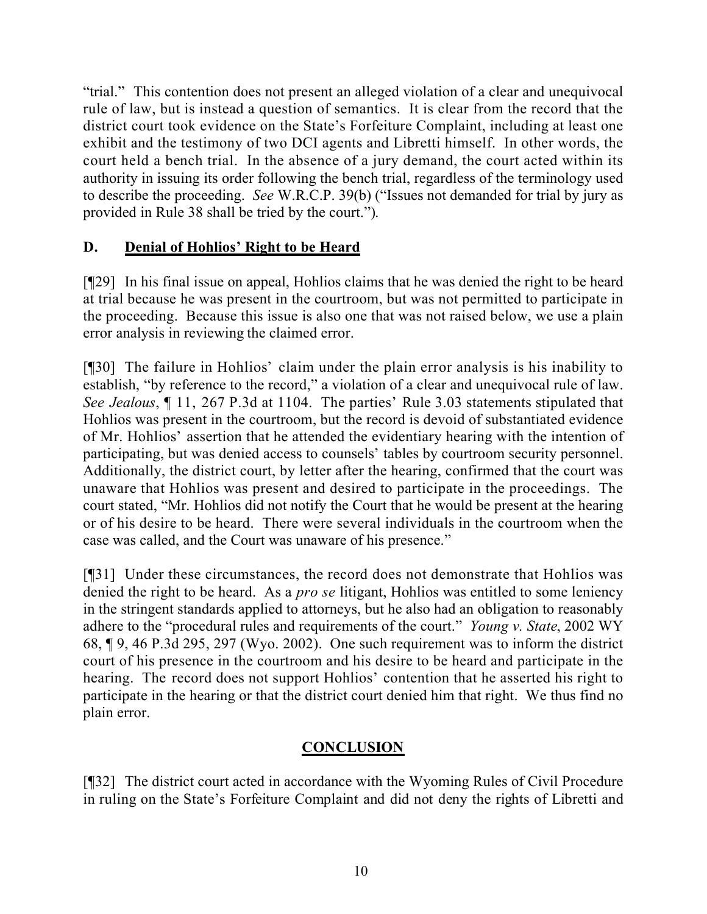"trial." This contention does not present an alleged violation of a clear and unequivocal rule of law, but is instead a question of semantics. It is clear from the record that the district court took evidence on the State's Forfeiture Complaint, including at least one exhibit and the testimony of two DCI agents and Libretti himself. In other words, the court held a bench trial. In the absence of a jury demand, the court acted within its authority in issuing its order following the bench trial, regardless of the terminology used to describe the proceeding. *See* W.R.C.P. 39(b) ("Issues not demanded for trial by jury as provided in Rule 38 shall be tried by the court.").

### D. <u>Denial of Hohlios' Right to be Heard</u>

[¶29] In his final issue on appeal, Hohlios claims that he was denied the right to be heard at trial because he was present in the courtroom, but was not permitted to participate in the proceeding. Because this issue is also one that was not raised below, we use a plain error analysis in reviewing the claimed error.

[¶30] The failure in Hohlios' claim under the plain error analysis is his inability to establish, "by reference to the record," a violation of a clear and unequivocal rule of law. *See Jealous*, ¶ 11, 267 P.3d at 1104. The parties' Rule 3.03 statements stipulated that Hohlios was present in the courtroom, but the record is devoid of substantiated evidence of Mr. Hohlios' assertion that he attended the evidentiary hearing with the intention of participating, but was denied access to counsels' tables by courtroom security personnel. Additionally, the district court, by letter after the hearing, confirmed that the court was unaware that Hohlios was present and desired to participate in the proceedings. The court stated, "Mr. Hohlios did not notify the Court that he would be present at the hearing or of his desire to be heard. There were several individuals in the courtroom when the case was called, and the Court was unaware of his presence."

[¶31] Under these circumstances, the record does not demonstrate that Hohlios was denied the right to be heard. As a *pro se* litigant, Hohlios was entitled to some leniency in the stringent standards applied to attorneys, but he also had an obligation to reasonably adhere to the "procedural rules and requirements of the court." *Young v. State*, 2002 WY 68, ¶ 9, 46 P.3d 295, 297 (Wyo. 2002). One such requirement was to inform the district court of his presence in the courtroom and his desire to be heard and participate in the hearing. The record does not support Hohlios' contention that he asserted his right to participate in the hearing or that the district court denied him that right. We thus find no plain error.

## <u>CONCLUSION</u>

[¶32] The district court acted in accordance with the Wyoming Rules of Civil Procedure in ruling on the State's Forfeiture Complaint and did not deny the rights of Libretti and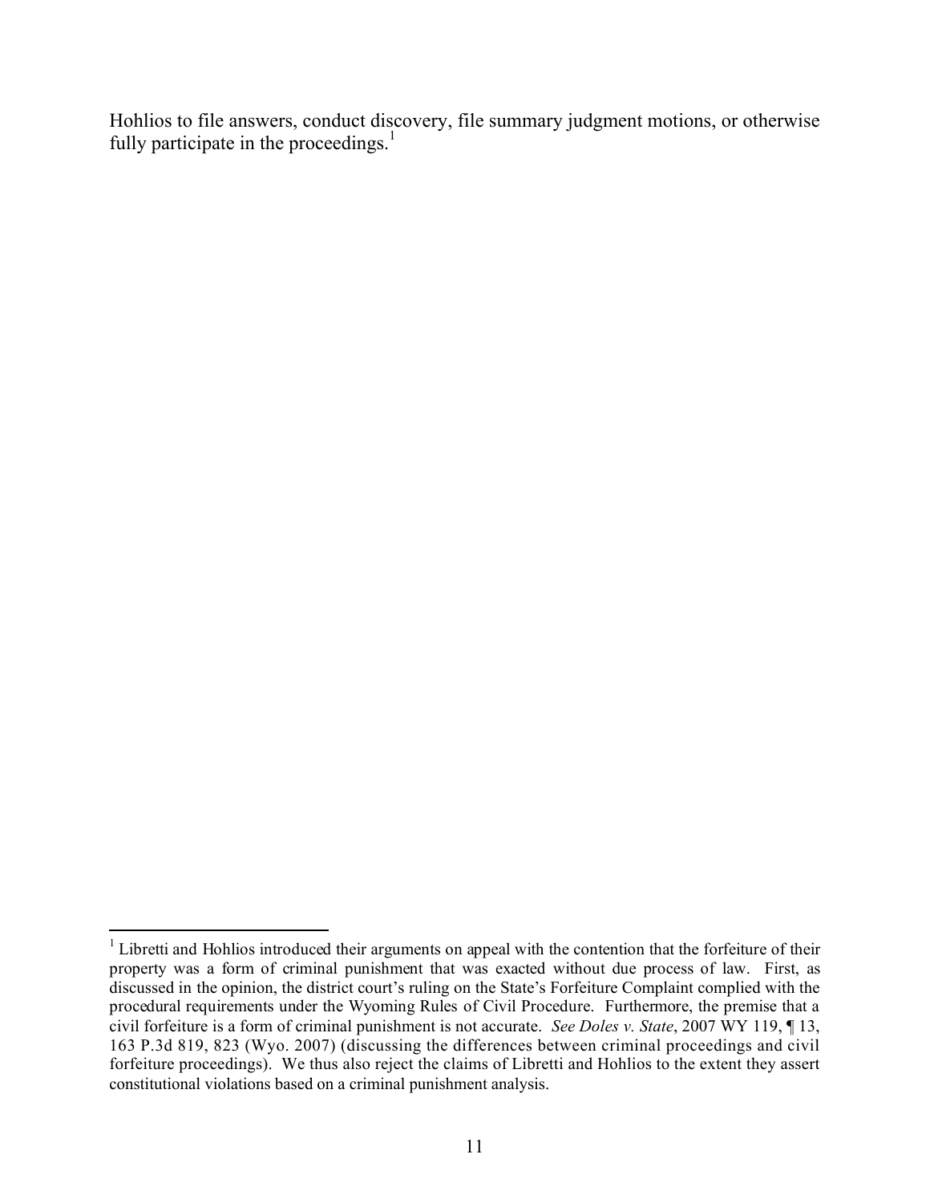Hohlios to file answers, conduct discovery, file summary judgment motions, or otherwise fully participate in the proceedings.[1]

[1] Libretti and Hohlios introduced their arguments on appeal with the contention that the forfeiture of their property was a form of criminal punishment that was exacted without due process of law. First, as discussed in the opinion, the district court's ruling on the State's Forfeiture Complaint complied with the procedural requirements under the Wyoming Rules of Civil Procedure. Furthermore, the premise that a civil forfeiture is a form of criminal punishment is not accurate. *See Doles v. State*, 2007 WY 119, ¶ 13, 163 P.3d 819, 823 (Wyo. 2007) (discussing the differences between criminal proceedings and civil forfeiture proceedings). We thus also reject the claims of Libretti and Hohlios to the extent they assert constitutional violations based on a criminal punishment analysis.